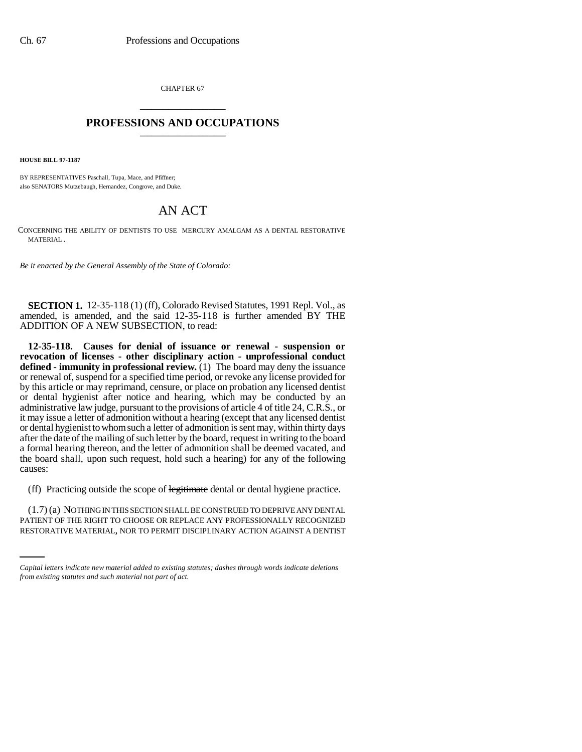CHAPTER 67

# PROFESSIONS AND OCCUPATIONS

**HOUSE BILL 97-1187**

BY REPRESENTATIVES Paschall, Tupa, Mace, and Pfiffner;
also SENATORS Mutzebaugh, Hernandez, Congrove, and Duke.

## AN ACT

CONCERNING THE ABILITY OF DENTISTS TO USE MERCURY AMALGAM AS A DENTAL RESTORATIVE MATERIAL.

*Be it enacted by the General Assembly of the State of Colorado:*

**SECTION 1.** 12-35-118 (1) (ff), Colorado Revised Statutes, 1991 Repl. Vol., as amended, is amended, and the said 12-35-118 is further amended BY THE ADDITION OF A NEW SUBSECTION, to read:

**12-35-118. Causes for denial of issuance or renewal - suspension or revocation of licenses - other disciplinary action - unprofessional conduct defined - immunity in professional review.** (1) The board may deny the issuance or renewal of, suspend for a specified time period, or revoke any license provided for by this article or may reprimand, censure, or place on probation any licensed dentist or dental hygienist after notice and hearing, which may be conducted by an administrative law judge, pursuant to the provisions of article 4 of title 24, C.R.S., or it may issue a letter of admonition without a hearing (except that any licensed dentist or dental hygienist to whom such a letter of admonition is sent may, within thirty days after the date of the mailing of such letter by the board, request in writing to the board a formal hearing thereon, and the letter of admonition shall be deemed vacated, and the board shall, upon such request, hold such a hearing) for any of the following causes:

(ff) Practicing outside the scope of ~~legitimate~~ dental or dental hygiene practice.

(1.7) (a) NOTHING IN THIS SECTION SHALL BE CONSTRUED TO DEPRIVE ANY DENTAL PATIENT OF THE RIGHT TO CHOOSE OR REPLACE ANY PROFESSIONALLY RECOGNIZED RESTORATIVE MATERIAL, NOR TO PERMIT DISCIPLINARY ACTION AGAINST A DENTIST

*Capital letters indicate new material added to existing statutes; dashes through words indicate deletions from existing statutes and such material not part of act.*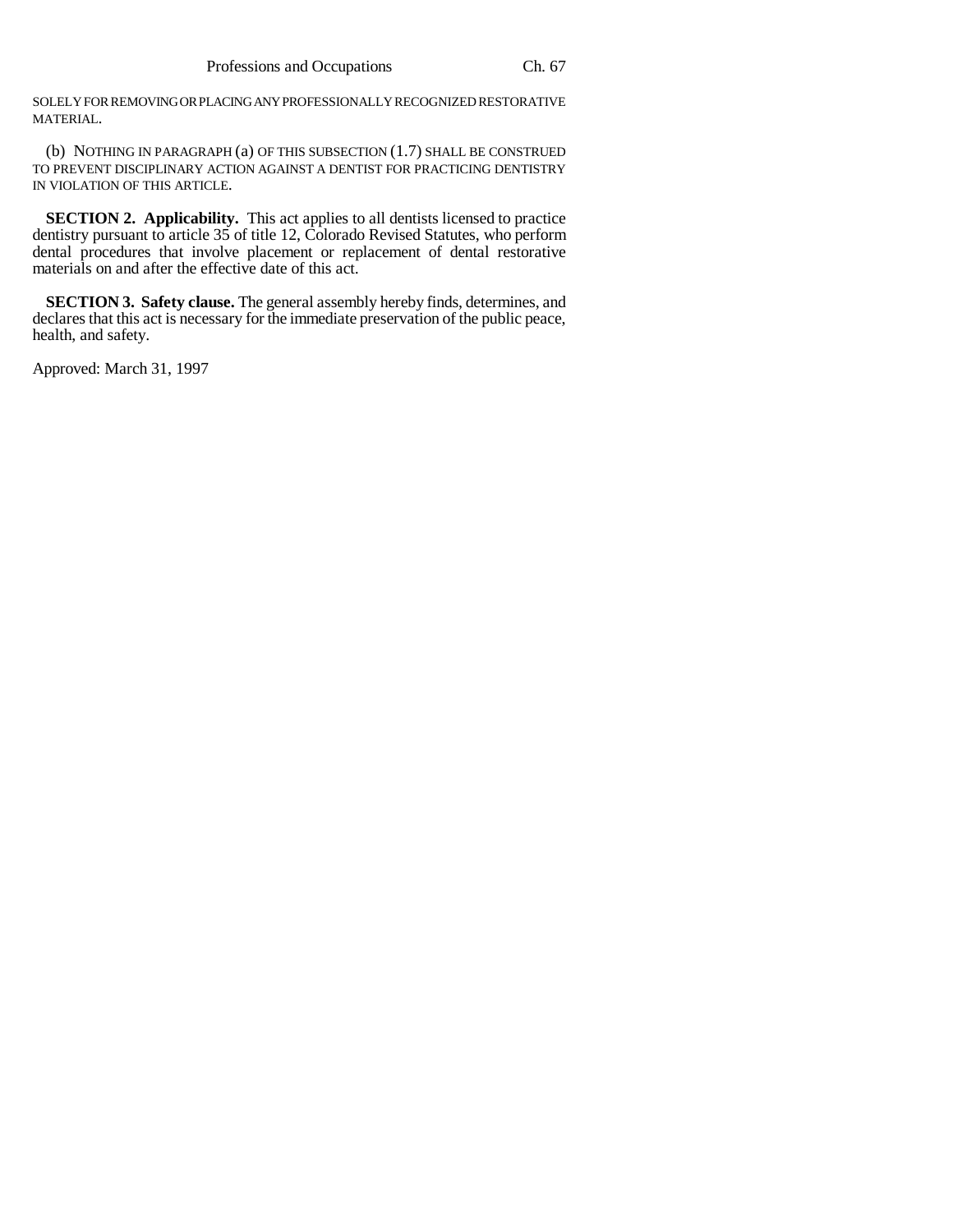SOLELY FOR REMOVING OR PLACING ANY PROFESSIONALLY RECOGNIZED RESTORATIVE MATERIAL.

(b) NOTHING IN PARAGRAPH (a) OF THIS SUBSECTION (1.7) SHALL BE CONSTRUED TO PREVENT DISCIPLINARY ACTION AGAINST A DENTIST FOR PRACTICING DENTISTRY IN VIOLATION OF THIS ARTICLE.

**SECTION 2. Applicability.** This act applies to all dentists licensed to practice dentistry pursuant to article 35 of title 12, Colorado Revised Statutes, who perform dental procedures that involve placement or replacement of dental restorative materials on and after the effective date of this act.

**SECTION 3. Safety clause.** The general assembly hereby finds, determines, and declares that this act is necessary for the immediate preservation of the public peace, health, and safety.

Approved: March 31, 1997